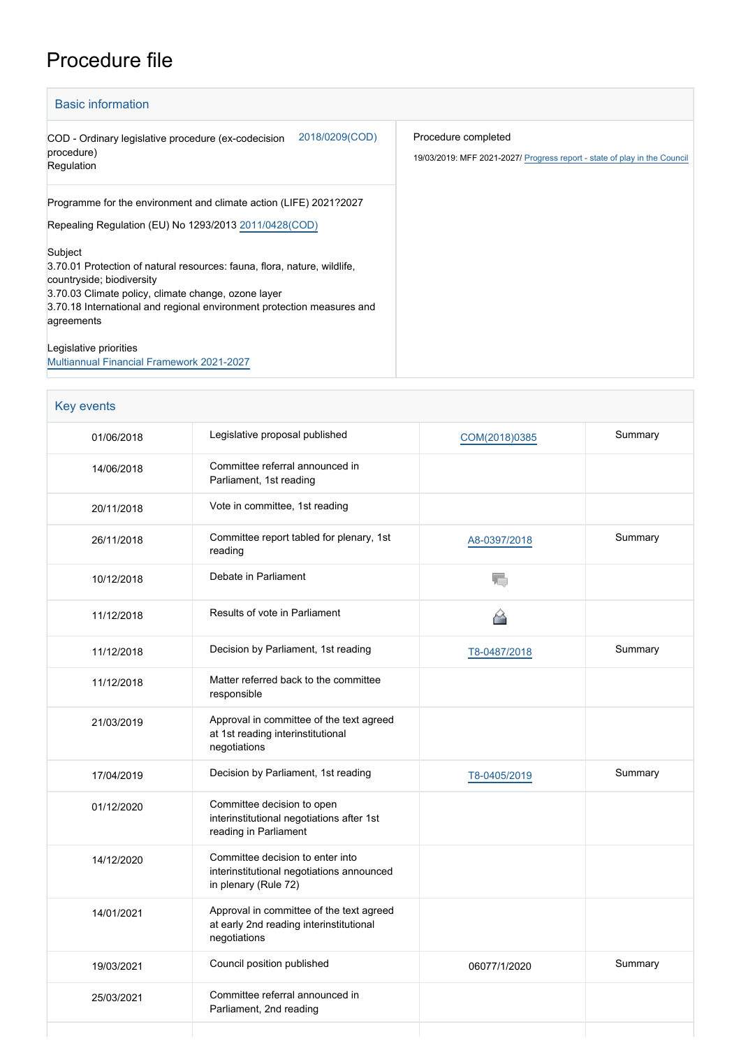# Procedure file

## Basic information

| | |
|---|---|
| COD - Ordinary legislative procedure (ex-codecision procedure) Regulation 2018/0209(COD) | Procedure completed |
| Programme for the environment and climate action (LIFE) 2021?2027 | 19/03/2019: MFF 2021-2027/ Progress report - state of play in the Council |
| Repealing Regulation (EU) No 1293/2013 2011/0428(COD) | |
| Subject<br>3.70.01 Protection of natural resources: fauna, flora, nature, wildlife, countryside; biodiversity<br>3.70.03 Climate policy, climate change, ozone layer<br>3.70.18 International and regional environment protection measures and agreements | |
| Legislative priorities<br>Multiannual Financial Framework 2021-2027 | |

## Key events

| Date | Event | Reference | Summary |
|---|---|---|---|
| 01/06/2018 | Legislative proposal published | COM(2018)0385 | Summary |
| 14/06/2018 | Committee referral announced in Parliament, 1st reading | | |
| 20/11/2018 | Vote in committee, 1st reading | | |
| 26/11/2018 | Committee report tabled for plenary, 1st reading | A8-0397/2018 | Summary |
| 10/12/2018 | Debate in Parliament | | |
| 11/12/2018 | Results of vote in Parliament | | |
| 11/12/2018 | Decision by Parliament, 1st reading | T8-0487/2018 | Summary |
| 11/12/2018 | Matter referred back to the committee responsible | | |
| 21/03/2019 | Approval in committee of the text agreed at 1st reading interinstitutional negotiations | | |
| 17/04/2019 | Decision by Parliament, 1st reading | T8-0405/2019 | Summary |
| 01/12/2020 | Committee decision to open interinstitutional negotiations after 1st reading in Parliament | | |
| 14/12/2020 | Committee decision to enter into interinstitutional negotiations announced in plenary (Rule 72) | | |
| 14/01/2021 | Approval in committee of the text agreed at early 2nd reading interinstitutional negotiations | | |
| 19/03/2021 | Council position published | 06077/1/2020 | Summary |
| 25/03/2021 | Committee referral announced in Parliament, 2nd reading | | |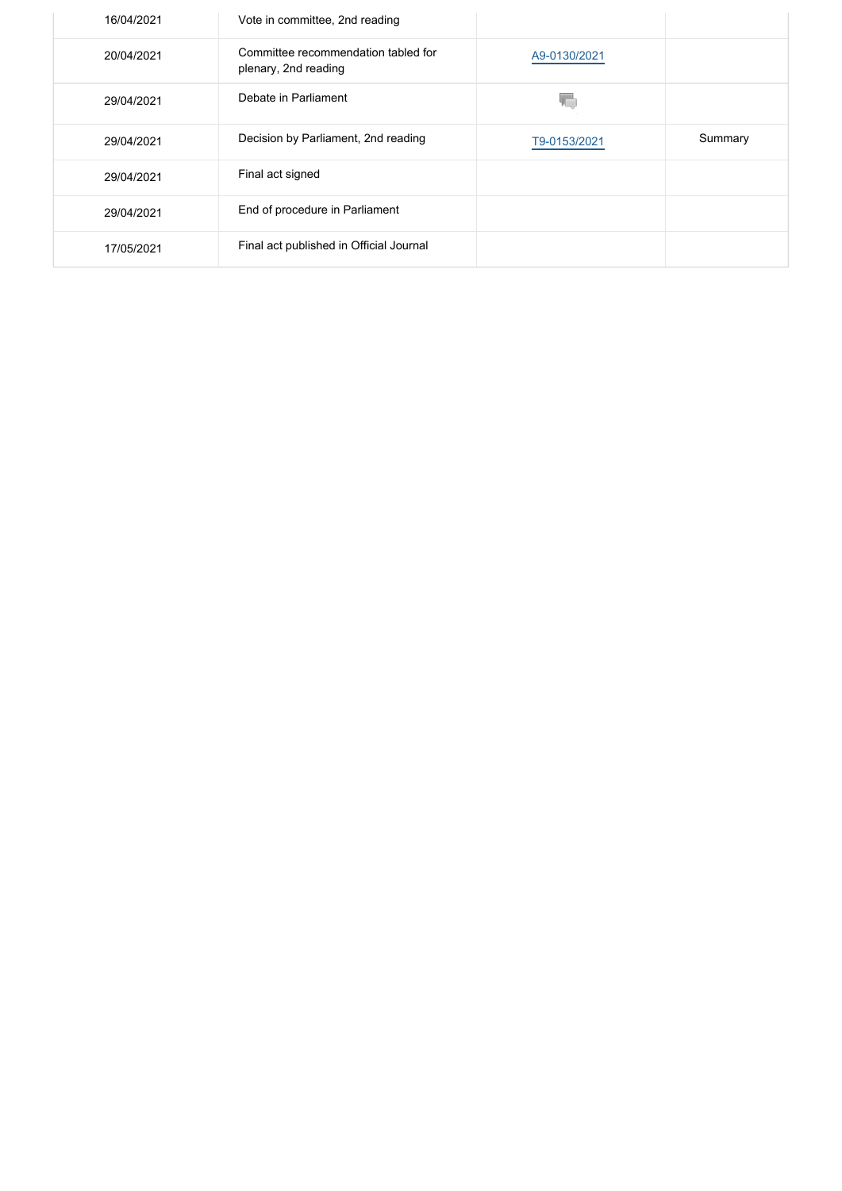| | | | |
|---|---|---|---|
| 16/04/2021 | Vote in committee, 2nd reading | | |
| 20/04/2021 | Committee recommendation tabled for plenary, 2nd reading | A9-0130/2021 | |
| 29/04/2021 | Debate in Parliament | | |
| 29/04/2021 | Decision by Parliament, 2nd reading | T9-0153/2021 | Summary |
| 29/04/2021 | Final act signed | | |
| 29/04/2021 | End of procedure in Parliament | | |
| 17/05/2021 | Final act published in Official Journal | | |